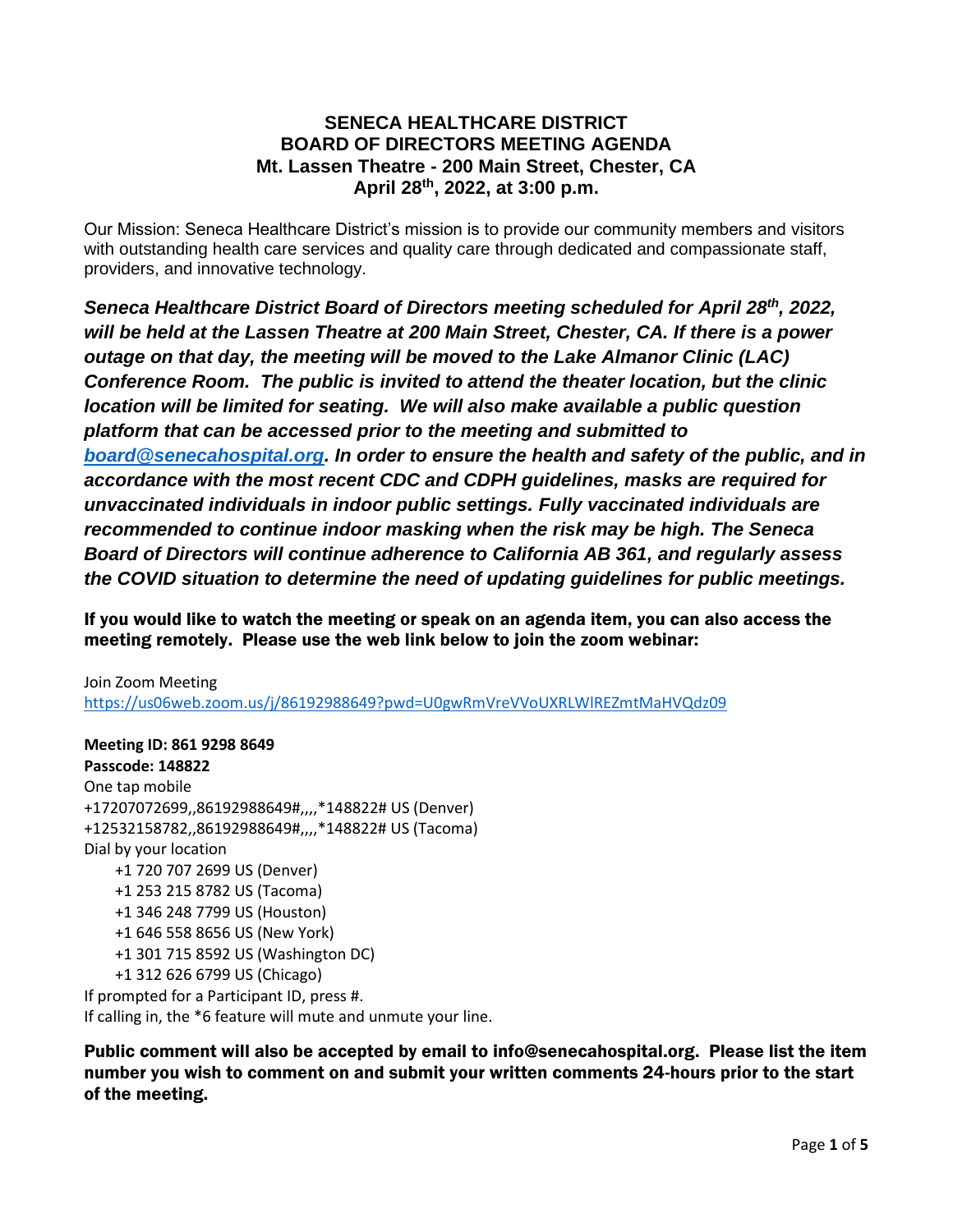# SENECA HEALTHCARE DISTRICT
# BOARD OF DIRECTORS MEETING AGENDA
## Mt. Lassen Theatre - 200 Main Street, Chester, CA
## April 28th, 2022, at 3:00 p.m.

Our Mission: Seneca Healthcare District's mission is to provide our community members and visitors with outstanding health care services and quality care through dedicated and compassionate staff, providers, and innovative technology.

***Seneca Healthcare District Board of Directors meeting scheduled for April 28th, 2022, will be held at the Lassen Theatre at 200 Main Street, Chester, CA. If there is a power outage on that day, the meeting will be moved to the Lake Almanor Clinic (LAC) Conference Room. The public is invited to attend the theater location, but the clinic location will be limited for seating. We will also make available a public question platform that can be accessed prior to the meeting and submitted to [board@senecahospital.org](mailto:board@senecahospital.org). In order to ensure the health and safety of the public, and in accordance with the most recent CDC and CDPH guidelines, masks are required for unvaccinated individuals in indoor public settings. Fully vaccinated individuals are recommended to continue indoor masking when the risk may be high. The Seneca Board of Directors will continue adherence to California AB 361, and regularly assess the COVID situation to determine the need for updating guidelines for public meetings.***

**If you would like to watch the meeting or speak on an agenda item, you can also access the meeting remotely. Please use the web link below to join the zoom webinar:**

Join Zoom Meeting
https://us06web.zoom.us/j/86192988649?pwd=U0gwRmVreVVoUXRLWlREZmtMaHVQdz09

**Meeting ID: 861 9298 8649**
**Passcode: 148822**
One tap mobile
+17207072699,,86192988649#,,,,*148822# US (Denver)
+12532158782,,86192988649#,,,,*148822# US (Tacoma)
Dial by your location
- +1 720 707 2699 US (Denver)
- +1 253 215 8782 US (Tacoma)
- +1 346 248 7799 US (Houston)
- +1 646 558 8656 US (New York)
- +1 301 715 8592 US (Washington DC)
- +1 312 626 6799 US (Chicago)

If prompted for a Participant ID, press #.
If calling in, the *6 feature will mute and unmute your line.

**Public comment will also be accepted by email to info@senecahospital.org. Please list the item number you wish to comment on and submit your written comments 24-hours prior to the start of the meeting.**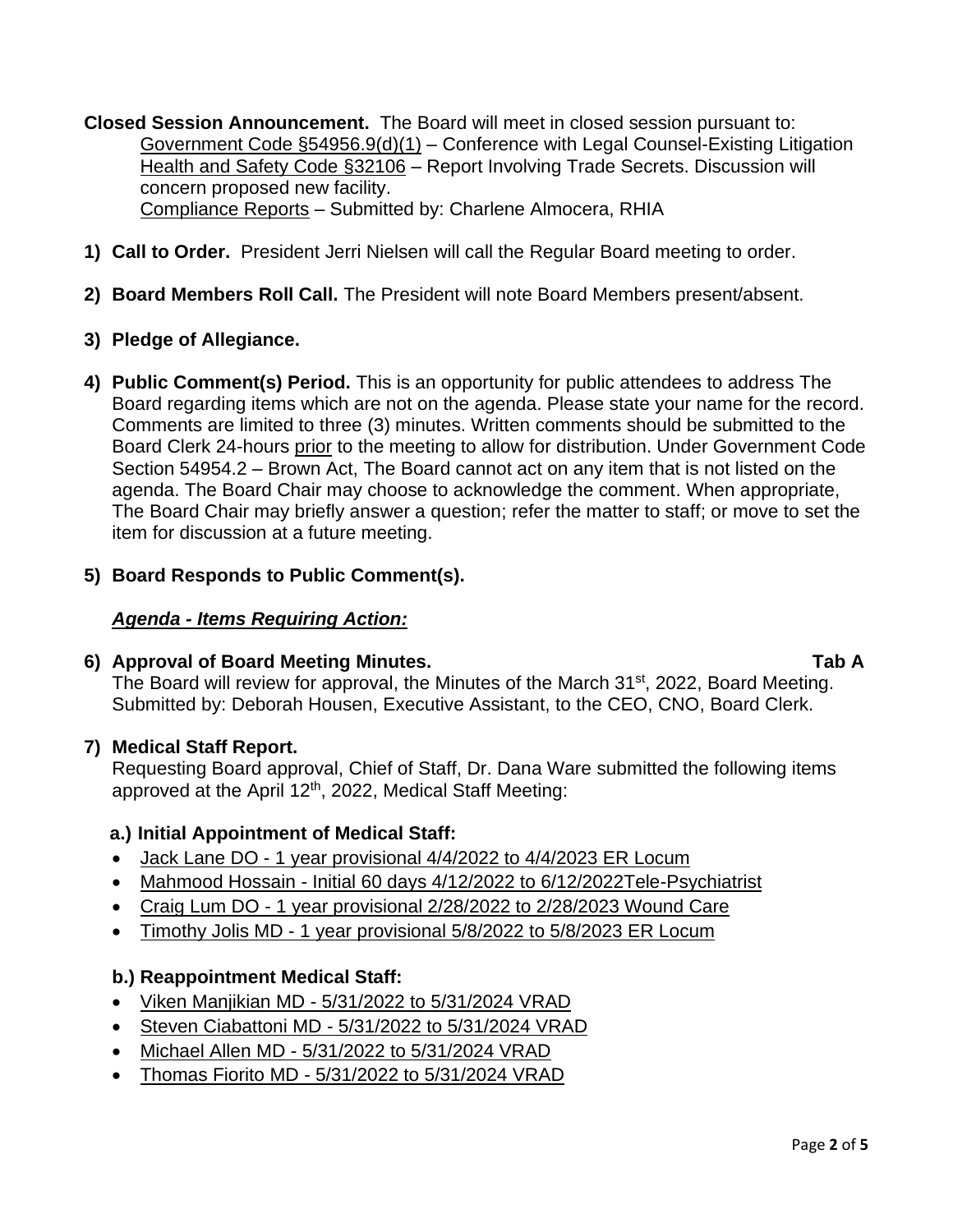**Closed Session Announcement.** The Board will meet in closed session pursuant to:

Government Code §54956.9(d)(1) – Conference with Legal Counsel-Existing Litigation
Health and Safety Code §32106 – Report Involving Trade Secrets. Discussion will concern proposed new facility.
Compliance Reports – Submitted by: Charlene Almocera, RHIA

1) **Call to Order.** President Jerri Nielsen will call the Regular Board meeting to order.

2) **Board Members Roll Call.** The President will note Board Members present/absent.

3) **Pledge of Allegiance.**

4) **Public Comment(s) Period.** This is an opportunity for public attendees to address The Board regarding items which are not on the agenda. Please state your name for the record. Comments are limited to three (3) minutes. Written comments should be submitted to the Board Clerk 24-hours prior to the meeting to allow for distribution. Under Government Code Section 54954.2 – Brown Act, The Board cannot act on any item that is not listed on the agenda. The Board Chair may choose to acknowledge the comment. When appropriate, The Board Chair may briefly answer a question; refer the matter to staff; or move to set the item for discussion at a future meeting.

5) **Board Responds to Public Comment(s).**

***Agenda - Items Requiring Action:***

6) **Approval of Board Meeting Minutes.** **Tab A**
The Board will review for approval, the Minutes of the March 31st, 2022, Board Meeting. Submitted by: Deborah Housen, Executive Assistant, to the CEO, CNO, Board Clerk.

7) **Medical Staff Report.**
Requesting Board approval, Chief of Staff, Dr. Dana Ware submitted the following items approved at the April 12th, 2022, Medical Staff Meeting:

**a.) Initial Appointment of Medical Staff:**

- Jack Lane DO - 1 year provisional 4/4/2022 to 4/4/2023 ER Locum
- Mahmood Hossain - Initial 60 days 4/12/2022 to 6/12/2022Tele-Psychiatrist
- Craig Lum DO - 1 year provisional 2/28/2022 to 2/28/2023 Wound Care
- Timothy Jolis MD - 1 year provisional 5/8/2022 to 5/8/2023 ER Locum

**b.) Reappointment Medical Staff:**

- Viken Manjikian MD - 5/31/2022 to 5/31/2024 VRAD
- Steven Ciabattoni MD - 5/31/2022 to 5/31/2024 VRAD
- Michael Allen MD - 5/31/2022 to 5/31/2024 VRAD
- Thomas Fiorito MD - 5/31/2022 to 5/31/2024 VRAD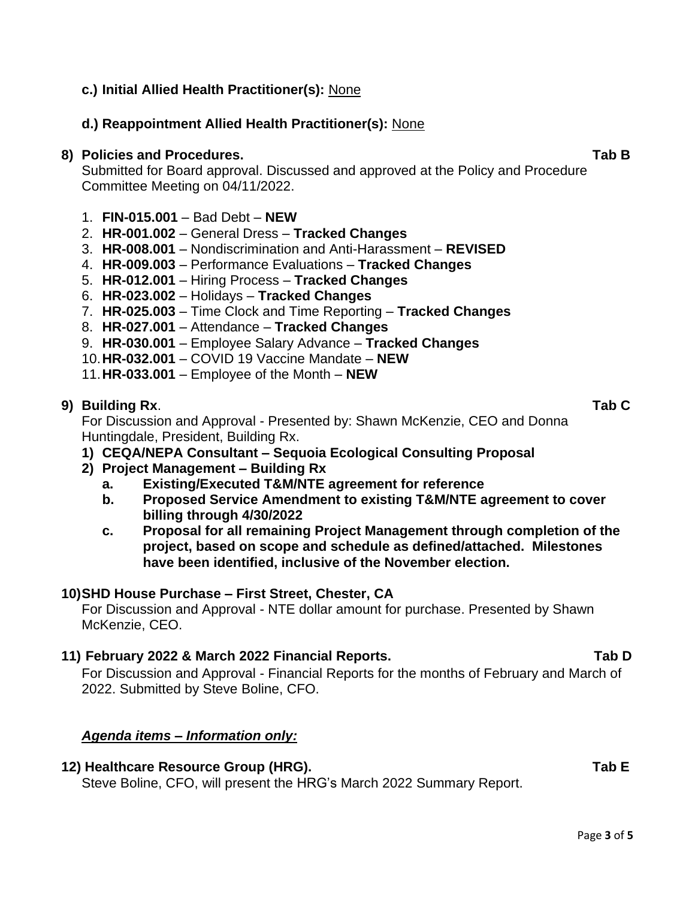**c.) Initial Allied Health Practitioner(s):** None

**d.) Reappointment Allied Health Practitioner(s):** None

**8) Policies and Procedures.** **Tab B**

Submitted for Board approval. Discussed and approved at the Policy and Procedure Committee Meeting on 04/11/2022.

1. **FIN-015.001** – Bad Debt – **NEW**
2. **HR-001.002** – General Dress – **Tracked Changes**
3. **HR-008.001** – Nondiscrimination and Anti-Harassment – **REVISED**
4. **HR-009.003** – Performance Evaluations – **Tracked Changes**
5. **HR-012.001** – Hiring Process – **Tracked Changes**
6. **HR-023.002** – Holidays – **Tracked Changes**
7. **HR-025.003** – Time Clock and Time Reporting – **Tracked Changes**
8. **HR-027.001** – Attendance – **Tracked Changes**
9. **HR-030.001** – Employee Salary Advance – **Tracked Changes**
10. **HR-032.001** – COVID 19 Vaccine Mandate – **NEW**
11. **HR-033.001** – Employee of the Month – **NEW**

**9) Building Rx**. **Tab C**

For Discussion and Approval - Presented by: Shawn McKenzie, CEO and Donna Huntingdale, President, Building Rx.

1) **CEQA/NEPA Consultant – Sequoia Ecological Consulting Proposal**
2) **Project Management – Building Rx**
   a. **Existing/Executed T&M/NTE agreement for reference**
   b. **Proposed Service Amendment to existing T&M/NTE agreement to cover billing through 4/30/2022**
   c. **Proposal for all remaining Project Management through completion of the project, based on scope and schedule as defined/attached. Milestones have been identified, inclusive of the November election.**

**10) SHD House Purchase – First Street, Chester, CA**

For Discussion and Approval - NTE dollar amount for purchase. Presented by Shawn McKenzie, CEO.

**11) February 2022 & March 2022 Financial Reports.** **Tab D**

For Discussion and Approval - Financial Reports for the months of February and March of 2022. Submitted by Steve Boline, CFO.

***Agenda items – Information only:***

**12) Healthcare Resource Group (HRG).** **Tab E**

Steve Boline, CFO, will present the HRG's March 2022 Summary Report.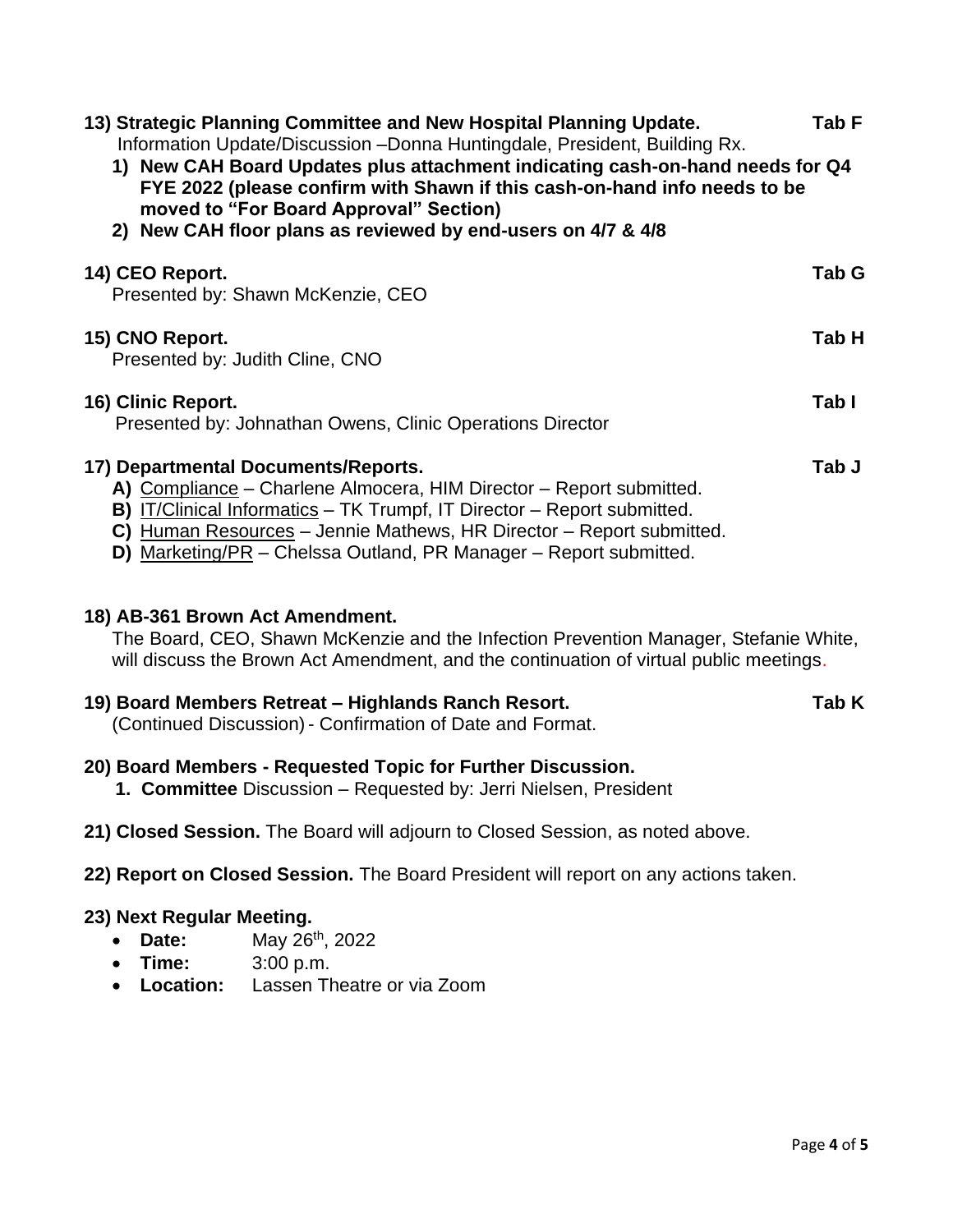**13) Strategic Planning Committee and New Hospital Planning Update.** **Tab F**

Information Update/Discussion –Donna Huntingdale, President, Building Rx.

1) **New CAH Board Updates plus attachment indicating cash-on-hand needs for Q4 FYE 2022 (please confirm with Shawn if this cash-on-hand info needs to be moved to "For Board Approval" Section)**
2) **New CAH floor plans as reviewed by end-users on 4/7 & 4/8**

**14) CEO Report.** **Tab G**

Presented by: Shawn McKenzie, CEO

**15) CNO Report.** **Tab H**

Presented by: Judith Cline, CNO

**16) Clinic Report.** **Tab I**

Presented by: Johnathan Owens, Clinic Operations Director

**17) Departmental Documents/Reports.** **Tab J**

- **A)** Compliance – Charlene Almocera, HIM Director – Report submitted.
- **B)** IT/Clinical Informatics – TK Trumpf, IT Director – Report submitted.
- **C)** Human Resources – Jennie Mathews, HR Director – Report submitted.
- **D)** Marketing/PR – Chelssa Outland, PR Manager – Report submitted.

**18) AB-361 Brown Act Amendment.**

The Board, CEO, Shawn McKenzie and the Infection Prevention Manager, Stefanie White, will discuss the Brown Act Amendment, and the continuation of virtual public meetings.

**19) Board Members Retreat – Highlands Ranch Resort.** **Tab K**

(Continued Discussion) - Confirmation of Date and Format.

**20) Board Members - Requested Topic for Further Discussion.**

1. **Committee** Discussion – Requested by: Jerri Nielsen, President

**21) Closed Session.** The Board will adjourn to Closed Session, as noted above.

**22) Report on Closed Session.** The Board President will report on any actions taken.

**23) Next Regular Meeting.**

- **Date:** May 26th, 2022
- **Time:** 3:00 p.m.
- **Location:** Lassen Theatre or via Zoom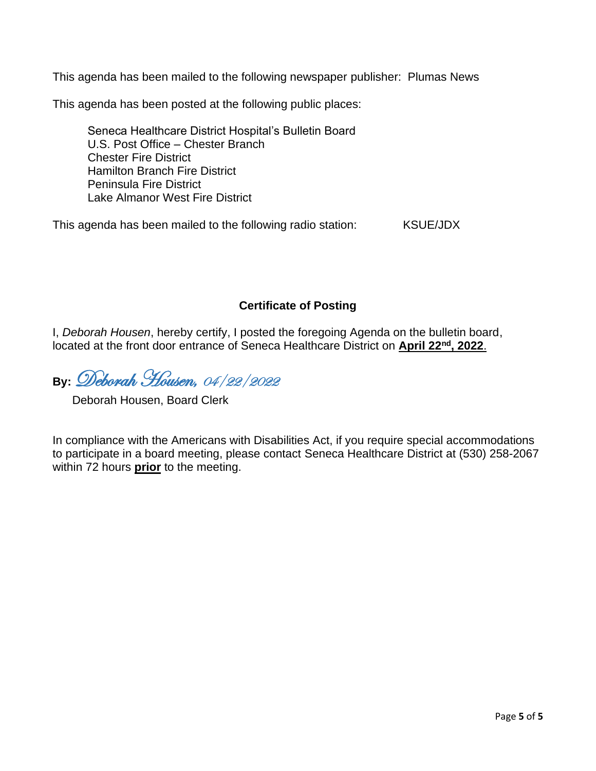This agenda has been mailed to the following newspaper publisher: Plumas News

This agenda has been posted at the following public places:

Seneca Healthcare District Hospital's Bulletin Board
U.S. Post Office – Chester Branch
Chester Fire District
Hamilton Branch Fire District
Peninsula Fire District
Lake Almanor West Fire District

This agenda has been mailed to the following radio station: KSUE/JDX

**Certificate of Posting**

I, *Deborah Housen*, hereby certify, I posted the foregoing Agenda on the bulletin board, located at the front door entrance of Seneca Healthcare District on **April 22nd, 2022**.

**By:** *Deborah Housen, 04/22/2022*

Deborah Housen, Board Clerk

In compliance with the Americans with Disabilities Act, if you require special accommodations to participate in a board meeting, please contact Seneca Healthcare District at (530) 258-2067 within 72 hours **prior** to the meeting.